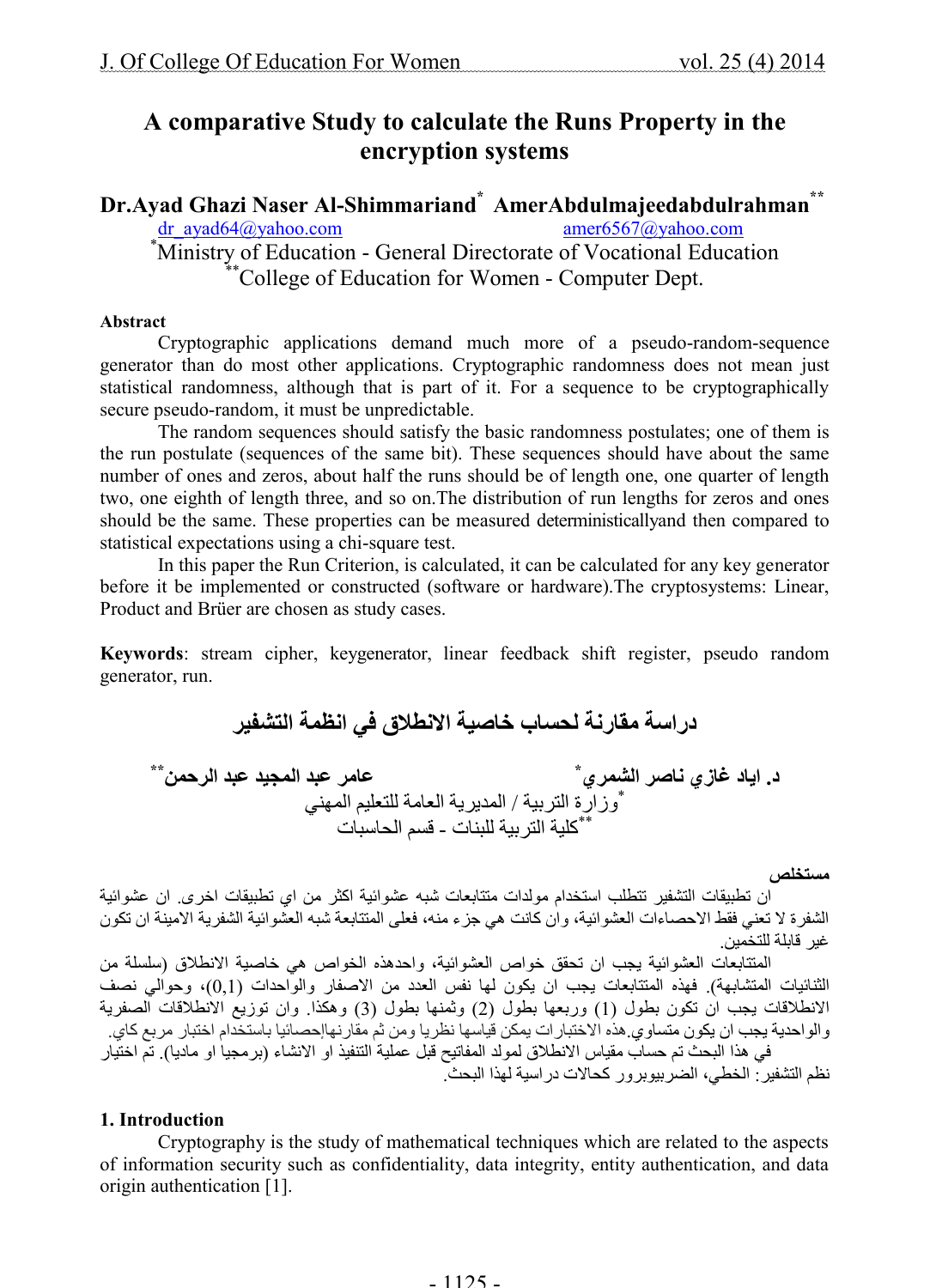# A comparative Study to calculate the Runs Property in the encryption systems

**Dr.Ayad Ghazi Naser Al-Shimmariand* AmerAbdulmajeedabdulrahman****

dr_ayad64@yahoo.com amer6567@yahoo.com

*Ministry of Education - General Directorate of Vocational Education

**College of Education for Women - Computer Dept.

**Abstract**

Cryptographic applications demand much more of a pseudo-random-sequence generator than do most other applications. Cryptographic randomness does not mean just statistical randomness, although that is part of it. For a sequence to be cryptographically secure pseudo-random, it must be unpredictable.

The random sequences should satisfy the basic randomness postulates; one of them is the run postulate (sequences of the same bit). These sequences should have about the same number of ones and zeros, about half the runs should be of length one, one quarter of length two, one eighth of length three, and so on.The distribution of run lengths for zeros and ones should be the same. These properties can be measured deterministicallyand then compared to statistical expectations using a chi-square test.

In this paper the Run Criterion, is calculated, it can be calculated for any key generator before it be implemented or constructed (software or hardware).The cryptosystems: Linear, Product and Brüer are chosen as study cases.

**Keywords**: stream cipher, keygenerator, linear feedback shift register, pseudo random generator, run.

# دراسة مقارنة لحساب خاصية الانطلاق في انظمة التشفير

**د. اياد غازي ناصر الشمري*** **عامر عبد المجيد عبد الرحمن****

*وزارة التربية / المديرية العامة للتعليم المهني

**كلية التربية للبنات - قسم الحاسبات

**مستخلص**

ان تطبيقات التشفير تتطلب استخدام مولدات متتابعات شبه عشوائية اكثر من اي تطبيقات اخرى. ان عشوائية الشفرة لا تعني فقط الاحصاءات العشوائية، وان كانت هي جزء منه، فعلى المتتابعة شبه العشوائية الشفرية الامينة ان تكون غير قابلة للتخمين.

المتتابعات العشوائية يجب ان تحقق خواص العشوائية، واحدهذه الخواص هي خاصية الانطلاق (سلسلة من الثنائيات المتشابهة). فهذه المتتابعات يجب ان يكون لها نفس العدد من الاصفار والواحدات (0,1)، وحوالي نصف الانطلاقات يجب ان تكون بطول (1) وربعها بطول (2) وثمنها بطول (3) وهكذا. وان توزيع الانطلاقات الصفرية والواحدية يجب ان يكون متساوي.هذه الاختبارات يمكن قياسها نظريا ومن ثم مقارنتهاإحصائيا باستخدام اختبار مربع كاي.

في هذا البحث تم حساب مقياس الانطلاق لمولد المفاتيح قبل عملية التنفيذ او الانشاء (برمجيا او ماديا). تم اختيار نظم التشفير: الخطي، الضربي،بروور كحالات دراسية لهذا البحث.

## 1. Introduction

Cryptography is the study of mathematical techniques which are related to the aspects of information security such as confidentiality, data integrity, entity authentication, and data origin authentication [1].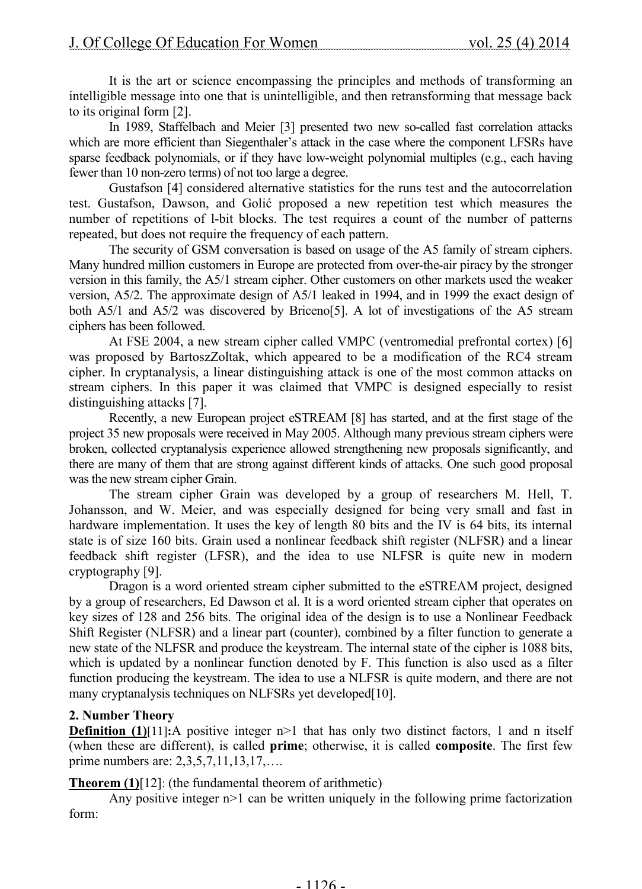It is the art or science encompassing the principles and methods of transforming an intelligible message into one that is unintelligible, and then retransforming that message back to its original form [2].

In 1989, Staffelbach and Meier [3] presented two new so-called fast correlation attacks which are more efficient than Siegenthaler's attack in the case where the component LFSRs have sparse feedback polynomials, or if they have low-weight polynomial multiples (e.g., each having fewer than 10 non-zero terms) of not too large a degree.

Gustafson [4] considered alternative statistics for the runs test and the autocorrelation test. Gustafson, Dawson, and Golić proposed a new repetition test which measures the number of repetitions of l-bit blocks. The test requires a count of the number of patterns repeated, but does not require the frequency of each pattern.

The security of GSM conversation is based on usage of the A5 family of stream ciphers. Many hundred million customers in Europe are protected from over-the-air piracy by the stronger version in this family, the A5/1 stream cipher. Other customers on other markets used the weaker version, A5/2. The approximate design of A5/1 leaked in 1994, and in 1999 the exact design of both A5/1 and A5/2 was discovered by Briceno[5]. A lot of investigations of the A5 stream ciphers has been followed.

At FSE 2004, a new stream cipher called VMPC (ventromedial prefrontal cortex) [6] was proposed by BartoszZoltak, which appeared to be a modification of the RC4 stream cipher. In cryptanalysis, a linear distinguishing attack is one of the most common attacks on stream ciphers. In this paper it was claimed that VMPC is designed especially to resist distinguishing attacks [7].

Recently, a new European project eSTREAM [8] has started, and at the first stage of the project 35 new proposals were received in May 2005. Although many previous stream ciphers were broken, collected cryptanalysis experience allowed strengthening new proposals significantly, and there are many of them that are strong against different kinds of attacks. One such good proposal was the new stream cipher Grain.

The stream cipher Grain was developed by a group of researchers M. Hell, T. Johansson, and W. Meier, and was especially designed for being very small and fast in hardware implementation. It uses the key of length 80 bits and the IV is 64 bits, its internal state is of size 160 bits. Grain used a nonlinear feedback shift register (NLFSR) and a linear feedback shift register (LFSR), and the idea to use NLFSR is quite new in modern cryptography [9].

Dragon is a word oriented stream cipher submitted to the eSTREAM project, designed by a group of researchers, Ed Dawson et al. It is a word oriented stream cipher that operates on key sizes of 128 and 256 bits. The original idea of the design is to use a Nonlinear Feedback Shift Register (NLFSR) and a linear part (counter), combined by a filter function to generate a new state of the NLFSR and produce the keystream. The internal state of the cipher is 1088 bits, which is updated by a nonlinear function denoted by F. This function is also used as a filter function producing the keystream. The idea to use a NLFSR is quite modern, and there are not many cryptanalysis techniques on NLFSRs yet developed[10].

## 2. Number Theory

**Definition (1)**[11]**:**A positive integer $n>1$ that has only two distinct factors, 1 and n itself (when these are different), is called **prime**; otherwise, it is called **composite**. The first few prime numbers are: 2,3,5,7,11,13,17,….

**Theorem (1)**[12]: (the fundamental theorem of arithmetic)

Any positive integer $n>1$ can be written uniquely in the following prime factorization form: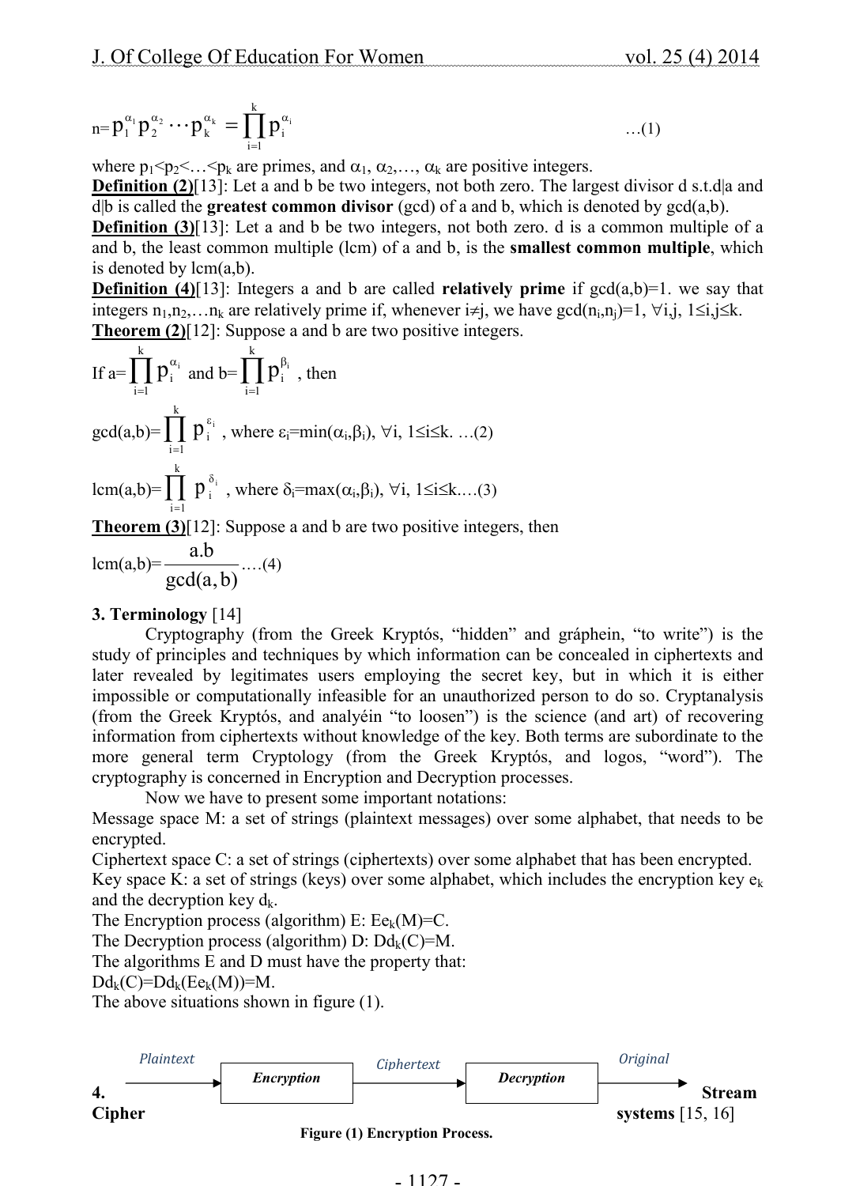$$n = p_1^{\alpha_1} p_2^{\alpha_2} \cdots p_k^{\alpha_k} = \prod_{i=1}^{k} p_i^{\alpha_i} \quad \text{…(1)}$$

where $p_1 < p_2 < \ldots < p_k$ are primes, and $\alpha_1, \alpha_2, \ldots, \alpha_k$ are positive integers.

**Definition (2)**[13]: Let a and b be two integers, not both zero. The largest divisor d s.t.d|a and d|b is called the **greatest common divisor** (gcd) of a and b, which is denoted by gcd(a,b).

**Definition (3)**[13]: Let a and b be two integers, not both zero. d is a common multiple of a and b, the least common multiple (lcm) of a and b, is the **smallest common multiple**, which is denoted by lcm(a,b).

**Definition (4)**[13]: Integers a and b are called **relatively prime** if gcd(a,b)=1. we say that integers $n_1, n_2, \ldots n_k$ are relatively prime if, whenever $i \neq j$, we have $\gcd(n_i, n_j) = 1$, $\forall i, j$, $1 \leq i, j \leq k$.

**Theorem (2)**[12]: Suppose a and b are two positive integers.

If $a = \prod_{i=1}^{k} p_i^{\alpha_i}$ and $b = \prod_{i=1}^{k} p_i^{\beta_i}$, then

$$\gcd(a,b) = \prod_{i=1}^{k} p_i^{\varepsilon_i}, \text{ where } \varepsilon_i = \min(\alpha_i, \beta_i),\ \forall i,\ 1 \leq i \leq k. \text{ …(2)}$$

$$\text{lcm}(a,b) = \prod_{i=1}^{k} p_i^{\delta_i}, \text{ where } \delta_i = \max(\alpha_i, \beta_i),\ \forall i,\ 1 \leq i \leq k. \text{…(3)}$$

**Theorem (3)**[12]: Suppose a and b are two positive integers, then

$$\text{lcm}(a,b) = \frac{a.b}{\gcd(a,b)} \text{ ….(4)}$$

### 3. Terminology [14]

Cryptography (from the Greek Kryptós, "hidden" and gráphein, "to write") is the study of principles and techniques by which information can be concealed in ciphertexts and later revealed by legitimates users employing the secret key, but in which it is either impossible or computationally infeasible for an unauthorized person to do so. Cryptanalysis (from the Greek Kryptós, and analyéin "to loosen") is the science (and art) of recovering information from ciphertexts without knowledge of the key. Both terms are subordinate to the more general term Cryptology (from the Greek Kryptós, and logos, "word"). The cryptography is concerned in Encryption and Decryption processes.

Now we have to present some important notations:

Message space M: a set of strings (plaintext messages) over some alphabet, that needs to be encrypted.

Ciphertext space C: a set of strings (ciphertexts) over some alphabet that has been encrypted.

Key space K: a set of strings (keys) over some alphabet, which includes the encryption key $e_k$ and the decryption key $d_k$.

The Encryption process (algorithm) E: $Ee_k(M)=C$.

The Decryption process (algorithm) D: $Dd_k(C)=M$.

The algorithms E and D must have the property that:

$Dd_k(C)=Dd_k(Ee_k(M))=M$.

The above situations shown in figure (1).

Plaintext → Encryption → Ciphertext → Decryption → Original

Figure (1) Encryption Process.

### 4. Stream Cipher systems [15, 16]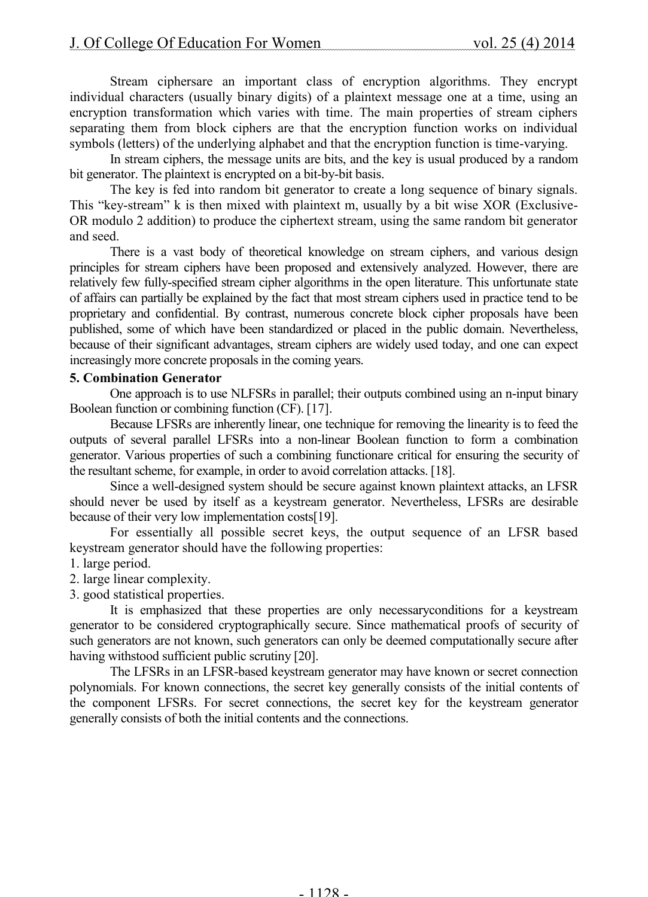Stream ciphersare an important class of encryption algorithms. They encrypt individual characters (usually binary digits) of a plaintext message one at a time, using an encryption transformation which varies with time. The main properties of stream ciphers separating them from block ciphers are that the encryption function works on individual symbols (letters) of the underlying alphabet and that the encryption function is time-varying.

In stream ciphers, the message units are bits, and the key is usual produced by a random bit generator. The plaintext is encrypted on a bit-by-bit basis.

The key is fed into random bit generator to create a long sequence of binary signals. This "key-stream" k is then mixed with plaintext m, usually by a bit wise XOR (Exclusive-OR modulo 2 addition) to produce the ciphertext stream, using the same random bit generator and seed.

There is a vast body of theoretical knowledge on stream ciphers, and various design principles for stream ciphers have been proposed and extensively analyzed. However, there are relatively few fully-specified stream cipher algorithms in the open literature. This unfortunate state of affairs can partially be explained by the fact that most stream ciphers used in practice tend to be proprietary and confidential. By contrast, numerous concrete block cipher proposals have been published, some of which have been standardized or placed in the public domain. Nevertheless, because of their significant advantages, stream ciphers are widely used today, and one can expect increasingly more concrete proposals in the coming years.

**5. Combination Generator**

One approach is to use NLFSRs in parallel; their outputs combined using an n-input binary Boolean function or combining function (CF). [17].

Because LFSRs are inherently linear, one technique for removing the linearity is to feed the outputs of several parallel LFSRs into a non-linear Boolean function to form a combination generator. Various properties of such a combining functionare critical for ensuring the security of the resultant scheme, for example, in order to avoid correlation attacks. [18].

Since a well-designed system should be secure against known plaintext attacks, an LFSR should never be used by itself as a keystream generator. Nevertheless, LFSRs are desirable because of their very low implementation costs[19].

For essentially all possible secret keys, the output sequence of an LFSR based keystream generator should have the following properties:

1. large period.
2. large linear complexity.
3. good statistical properties.

It is emphasized that these properties are only necessaryconditions for a keystream generator to be considered cryptographically secure. Since mathematical proofs of security of such generators are not known, such generators can only be deemed computationally secure after having withstood sufficient public scrutiny [20].

The LFSRs in an LFSR-based keystream generator may have known or secret connection polynomials. For known connections, the secret key generally consists of the initial contents of the component LFSRs. For secret connections, the secret key for the keystream generator generally consists of both the initial contents and the connections.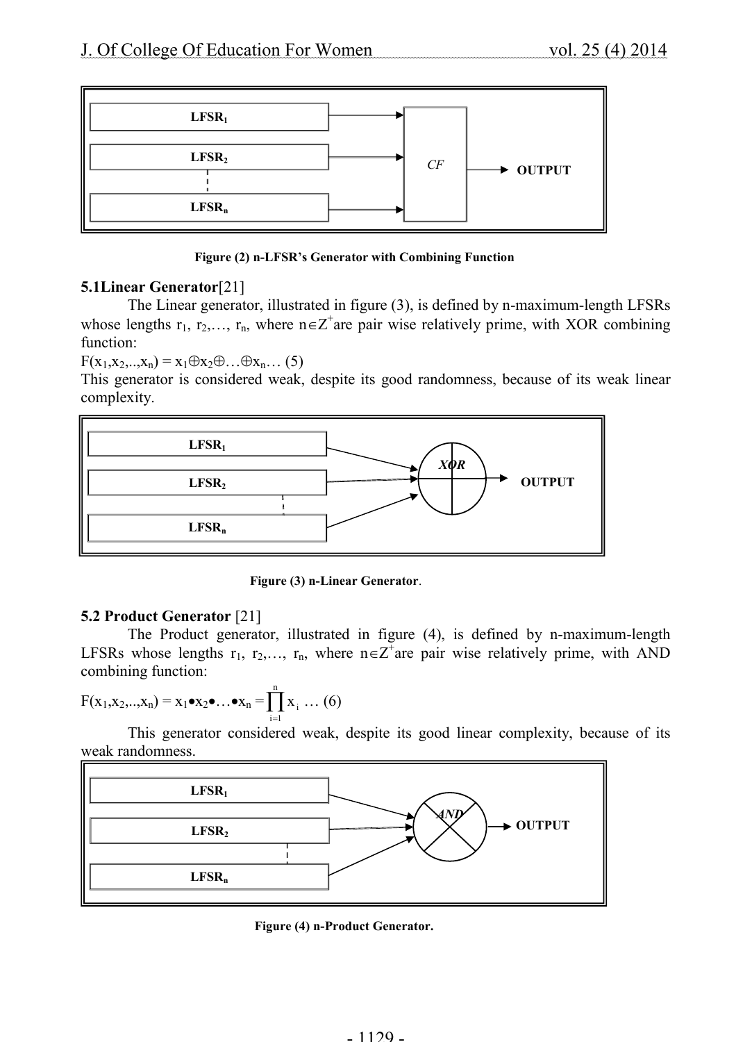Figure (2) n-LFSR's Generator with Combining Function

### 5.1 Linear Generator[21]

The Linear generator, illustrated in figure (3), is defined by n-maximum-length LFSRs whose lengths $r_1, r_2, \ldots, r_n$, where $n \in Z^+$ are pair wise relatively prime, with XOR combining function:

$F(x_1, x_2, .., x_n) = x_1 \oplus x_2 \oplus \ldots \oplus x_n$ … (5)

This generator is considered weak, despite its good randomness, because of its weak linear complexity.

Figure (3) n-Linear Generator.

### 5.2 Product Generator [21]

The Product generator, illustrated in figure (4), is defined by n-maximum-length LFSRs whose lengths $r_1, r_2, \ldots, r_n$, where $n \in Z^+$ are pair wise relatively prime, with AND combining function:

$F(x_1, x_2, .., x_n) = x_1 \bullet x_2 \bullet \ldots \bullet x_n = \prod_{i=1}^{n} x_i$ … (6)

This generator considered weak, despite its good linear complexity, because of its weak randomness.

Figure (4) n-Product Generator.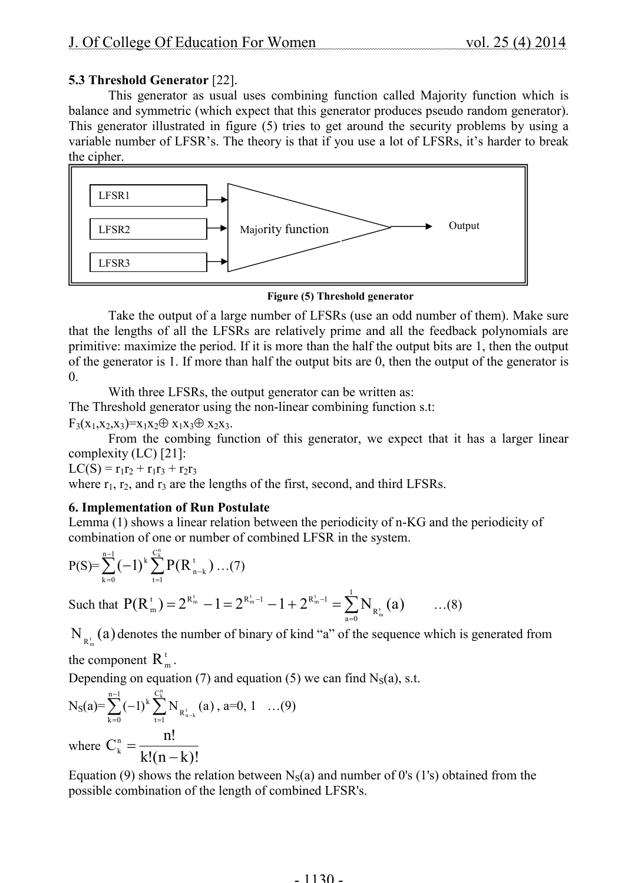**5.3 Threshold Generator** [22].

This generator as usual uses combining function called Majority function which is balance and symmetric (which expect that this generator produces pseudo random generator). This generator illustrated in figure (5) tries to get around the security problems by using a variable number of LFSR's. The theory is that if you use a lot of LFSRs, it's harder to break the cipher.

LFSR1

LFSR2

LFSR3

Majority function

Output

**Figure (5) Threshold generator**

Take the output of a large number of LFSRs (use an odd number of them). Make sure that the lengths of all the LFSRs are relatively prime and all the feedback polynomials are primitive: maximize the period. If it is more than the half the output bits are 1, then the output of the generator is 1. If more than half the output bits are 0, then the output of the generator is 0.

With three LFSRs, the output generator can be written as:

The Threshold generator using the non-linear combining function s.t:

$F_3(x_1,x_2,x_3)=x_1x_2\oplus x_1x_3\oplus x_2x_3$.

From the combing function of this generator, we expect that it has a larger linear complexity (LC) [21]:

$LC(S) = r_1r_2 + r_1r_3 + r_2r_3$

where $r_1$, $r_2$, and $r_3$ are the lengths of the first, second, and third LFSRs.

**6. Implementation of Run Postulate**

Lemma (1) shows a linear relation between the periodicity of n-KG and the periodicity of combination of one or number of combined LFSR in the system.

$$P(S)=\sum_{k=0}^{n-1}(-1)^k\sum_{t=1}^{C_k^n}P(R_{n-k}^t) \quad \ldots(7)$$

Such that $P(R_m^t)=2^{R_m^t}-1=2^{R_m^t-1}-1+2^{R_m^t-1}=\sum_{a=0}^{1}N_{R_m^t}(a)$ …(8)

$N_{R_m^t}(a)$ denotes the number of binary of kind "a" of the sequence which is generated from the component $R_m^t$.

Depending on equation (7) and equation (5) we can find $N_S(a)$, s.t.

$$N_S(a)=\sum_{k=0}^{n-1}(-1)^k\sum_{t=1}^{C_k^n}N_{R_{n-k}^t}(a),\ a=0,1 \quad \ldots(9)$$

where $C_k^n=\dfrac{n!}{k!(n-k)!}$

Equation (9) shows the relation between $N_S(a)$ and number of 0's (1's) obtained from the possible combination of the length of combined LFSR's.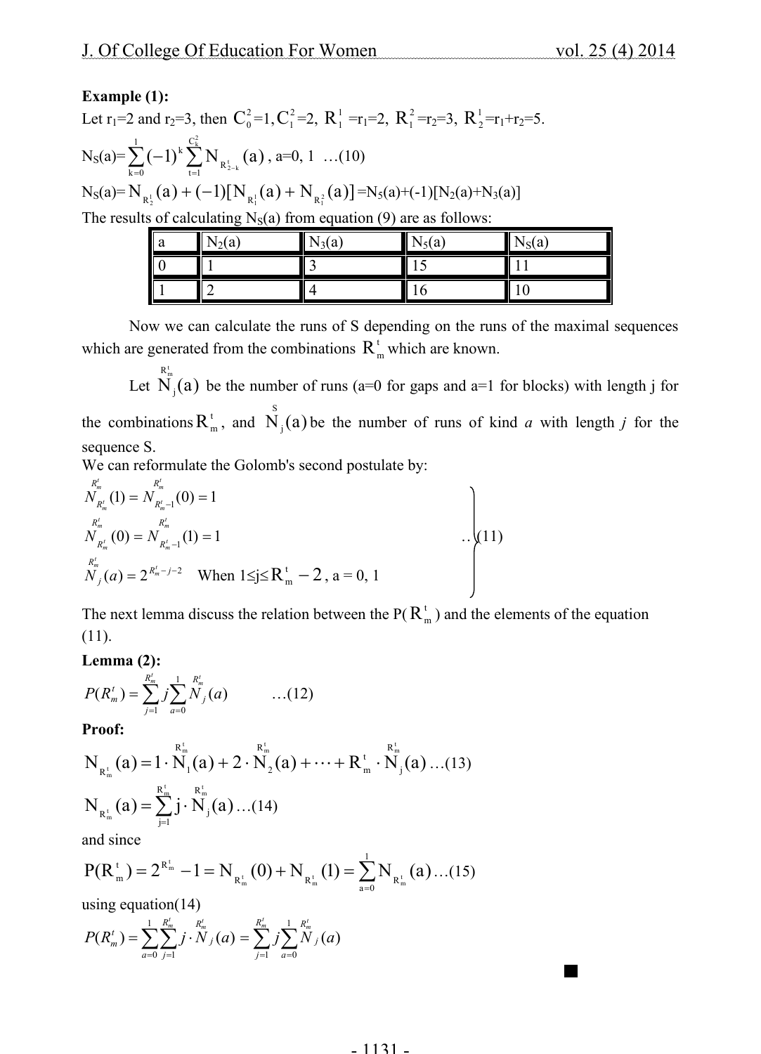**Example (1):**

Let $r_1$=2 and $r_2$=3, then $C_0^2$=1, $C_1^2$=2, $R_1^1$ =$r_1$=2, $R_1^2$=$r_2$=3, $R_2^1$=$r_1$+$r_2$=5.

$$N_S(a)=\sum_{k=0}^{1}(-1)^k\sum_{t=1}^{C_k^2}N_{R_{2-k}^t}(a),\ a=0,\ 1\ \ldots(10)$$

$N_S(a)=N_{R_2^1}(a)+(-1)[N_{R_1^1}(a)+N_{R_1^2}(a)]$ =$N_5(a)$+(-1)[$N_2(a)$+$N_3(a)$]

The results of calculating $N_S(a)$ from equation (9) are as follows:

| a | $N_2(a)$ | $N_3(a)$ | $N_5(a)$ | $N_S(a)$ |
|---|---|---|---|---|
| 0 | 1 | 3 | 15 | 11 |
| 1 | 2 | 4 | 16 | 10 |

Now we can calculate the runs of S depending on the runs of the maximal sequences which are generated from the combinations $R_m^t$ which are known.

Let $\overset{R_m^t}{N}_j(a)$ be the number of runs (a=0 for gaps and a=1 for blocks) with length j for the combinations $R_m^t$, and $\overset{S}{N}_j(a)$ be the number of runs of kind *a* with length *j* for the sequence S.

We can reformulate the Golomb's second postulate by:

$$\left.\begin{aligned}
&\overset{R_m^t}{N}_{R_m^t}(1)=\overset{R_m^t}{N}_{R_m^t-1}(0)=1\\
&\overset{R_m^t}{N}_{R_m^t}(0)=\overset{R_m^t}{N}_{R_m^t-1}(1)=1\\
&\overset{R_m^t}{N}_j(a)=2^{R_m^t-j-2}\quad \text{When } 1\le j\le R_m^t-2,\ a=0,\ 1
\end{aligned}\right\}\ldots(11)$$

The next lemma discuss the relation between the P($R_m^t$) and the elements of the equation (11).

**Lemma (2):**

$$P(R_m^t)=\sum_{j=1}^{R_m^t}j\sum_{a=0}^{1}\overset{R_m^t}{N}_j(a)\qquad\ldots(12)$$

**Proof:**

$$N_{R_m^t}(a)=1\cdot\overset{R_m^t}{N}_1(a)+2\cdot\overset{R_m^t}{N}_2(a)+\cdots+R_m^t\cdot\overset{R_m^t}{N}_j(a)\ldots(13)$$

$$N_{R_m^t}(a)=\sum_{j=1}^{R_m^t}j\cdot\overset{R_m^t}{N}_j(a)\ldots(14)$$

and since

$$P(R_m^t)=2^{R_m^t}-1=N_{R_m^t}(0)+N_{R_m^t}(1)=\sum_{a=0}^{1}N_{R_m^t}(a)\ldots(15)$$

using equation(14)

$$P(R_m^t)=\sum_{a=0}^{1}\sum_{j=1}^{R_m^t}j\cdot\overset{R_m^t}{N}_j(a)=\sum_{j=1}^{R_m^t}j\sum_{a=0}^{1}\overset{R_m^t}{N}_j(a)$$

■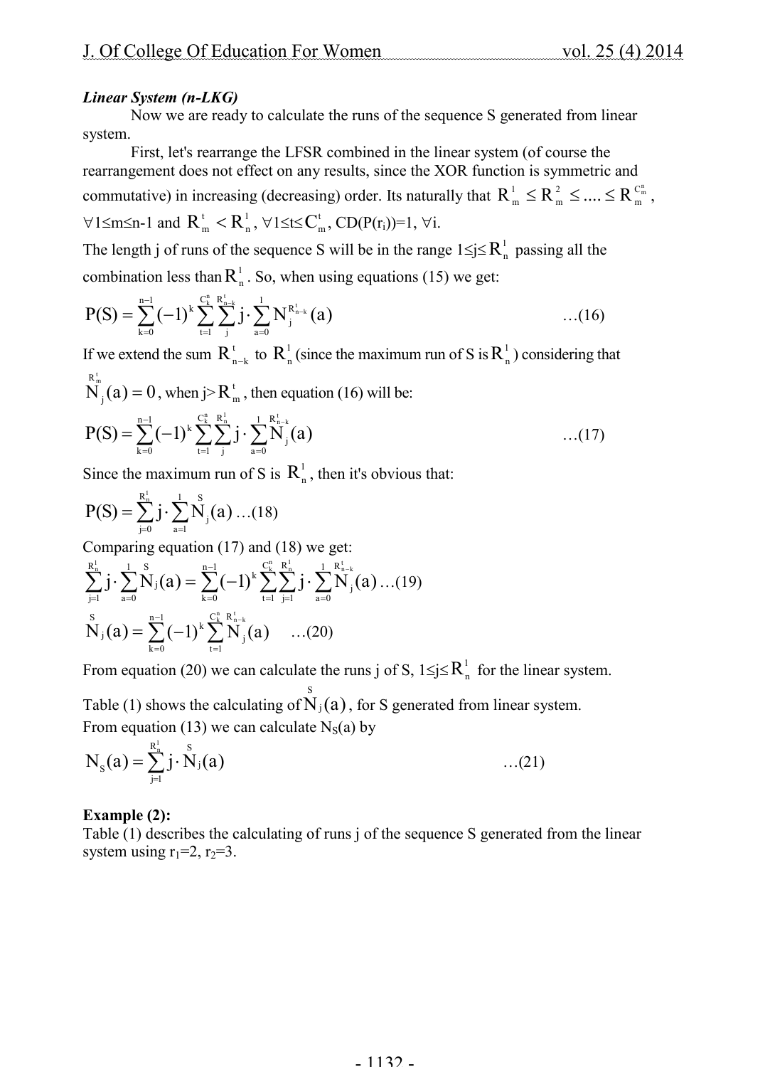***Linear System (n-LKG)***

Now we are ready to calculate the runs of the sequence S generated from linear system.

First, let's rearrange the LFSR combined in the linear system (of course the rearrangement does not effect on any results, since the XOR function is symmetric and commutative) in increasing (decreasing) order. Its naturally that $R_m^1 \le R_m^2 \le .... \le R_m^{C_m^n}$, $\forall 1 \le m \le n-1$ and $R_m^t < R_n^1$, $\forall 1 \le t \le C_m^t$, $CD(P(r_i))=1$, $\forall i$.

The length j of runs of the sequence S will be in the range $1 \le j \le R_n^1$ passing all the combination less than $R_n^1$. So, when using equations (15) we get:

$$P(S) = \sum_{k=0}^{n-1} (-1)^k \sum_{t=1}^{C_k^n} \sum_{j}^{R_{n-k}^t} j \cdot \sum_{a=0}^{1} N_j^{R_{n-k}^t}(a) \quad \text{…(16)}$$

If we extend the sum $R_{n-k}^t$ to $R_n^1$ (since the maximum run of S is $R_n^1$) considering that $\overset{R_m^t}{N}_j(a) = 0$, when $j > R_m^t$, then equation (16) will be:

$$P(S) = \sum_{k=0}^{n-1} (-1)^k \sum_{t=1}^{C_k^n} \sum_{j}^{R_n^1} j \cdot \sum_{a=0}^{1} \overset{R_{n-k}^t}{N}_j(a) \quad \text{…(17)}$$

Since the maximum run of S is $R_n^1$, then it's obvious that:

$$P(S) = \sum_{j=0}^{R_n^1} j \cdot \sum_{a=1}^{1} \overset{S}{N}_j(a) \quad \text{…(18)}$$

Comparing equation (17) and (18) we get:

$$\sum_{j=1}^{R_n^1} j \cdot \sum_{a=0}^{1} \overset{S}{N}_j(a) = \sum_{k=0}^{n-1} (-1)^k \sum_{t=1}^{C_k^n} \sum_{j=1}^{R_n^1} j \cdot \sum_{a=0}^{1} \overset{R_{n-k}^t}{N}_j(a) \quad \text{…(19)}$$

$$\overset{S}{N}_j(a) = \sum_{k=0}^{n-1} (-1)^k \sum_{t=1}^{C_k^n} \overset{R_{n-k}^t}{N}_j(a) \quad \text{…(20)}$$

From equation (20) we can calculate the runs j of S, $1 \le j \le R_n^1$ for the linear system.

Table (1) shows the calculating of $\overset{S}{N}_j(a)$, for S generated from linear system.

From equation (13) we can calculate $N_S(a)$ by

$$N_S(a) = \sum_{j=1}^{R_n^1} j \cdot \overset{S}{N}_j(a) \quad \text{…(21)}$$

**Example (2):**

Table (1) describes the calculating of runs j of the sequence S generated from the linear system using $r_1=2$, $r_2=3$.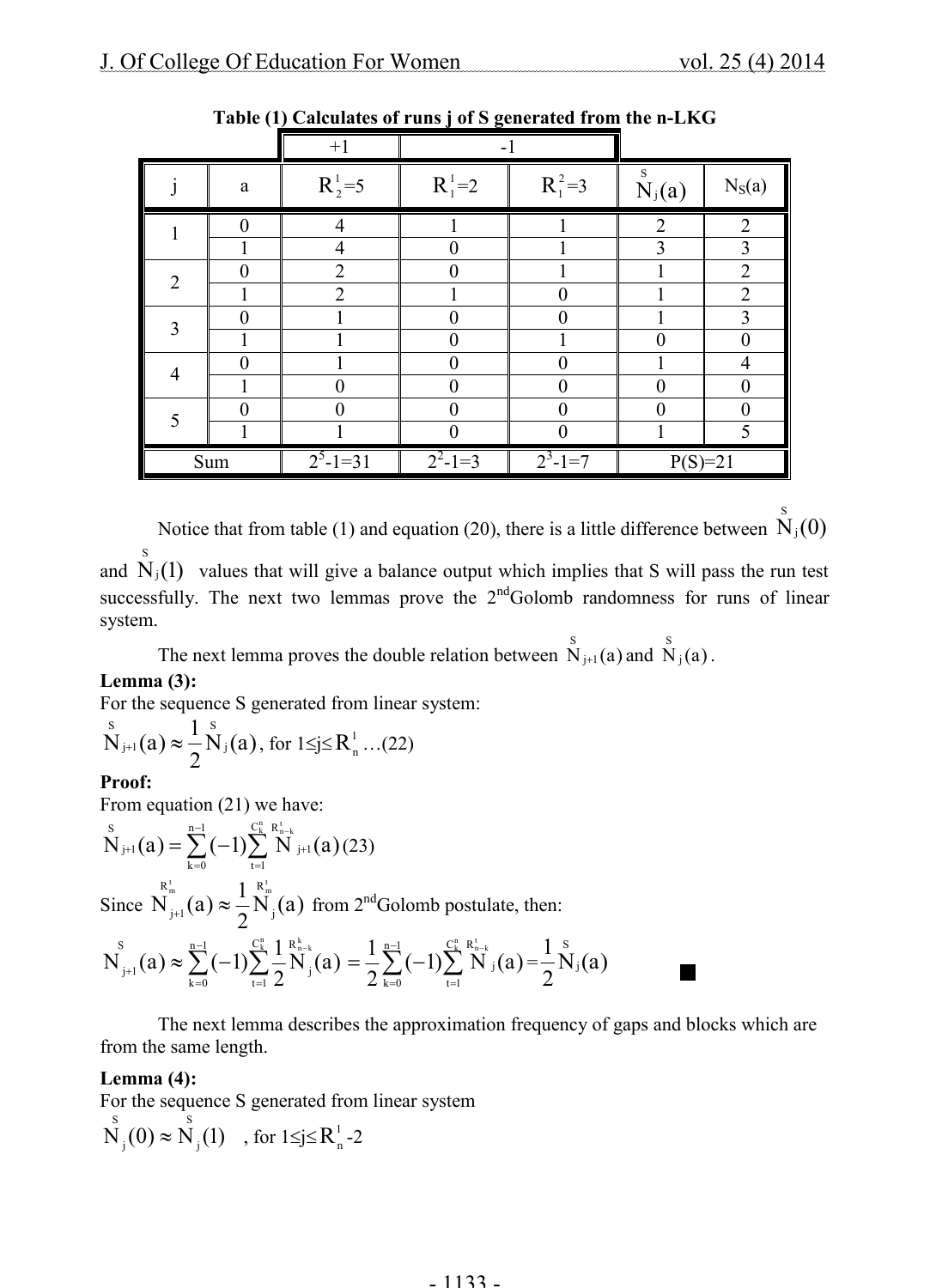**Table (1) Calculates of runs j of S generated from the n-LKG**

| | | +1 | -1 | | | |
|---|---|---|---|---|---|---|
| j | a | $R_2^1=5$ | $R_1^1=2$ | $R_1^2=3$ | $\overset{S}{N}_j(a)$ | $N_S(a)$ |
| 1 | 0 | 4 | 1 | 1 | 2 | 2 |
| | 1 | 4 | 0 | 1 | 3 | 3 |
| 2 | 0 | 2 | 0 | 1 | 1 | 2 |
| | 1 | 2 | 1 | 0 | 1 | 2 |
| 3 | 0 | 1 | 0 | 0 | 1 | 3 |
| | 1 | 1 | 0 | 1 | 0 | 0 |
| 4 | 0 | 1 | 0 | 0 | 1 | 4 |
| | 1 | 0 | 0 | 0 | 0 | 0 |
| 5 | 0 | 0 | 0 | 0 | 0 | 0 |
| | 1 | 1 | 0 | 0 | 1 | 5 |
| Sum | | $2^5$-1=31 | $2^2$-1=3 | $2^3$-1=7 | P(S)=21 | |

Notice that from table (1) and equation (20), there is a little difference between $\overset{S}{N}_j(0)$ and $\overset{S}{N}_j(1)$ values that will give a balance output which implies that S will pass the run test successfully. The next two lemmas prove the 2nd Golomb randomness for runs of linear system.

The next lemma proves the double relation between $\overset{S}{N}_{j+1}(a)$ and $\overset{S}{N}_j(a)$.

**Lemma (3):**

For the sequence S generated from linear system:

$$\overset{S}{N}_{j+1}(a) \approx \frac{1}{2}\overset{S}{N}_j(a), \text{ for } 1 \le j \le R_n^1 \ldots(22)$$

**Proof:**

From equation (21) we have:

$$\overset{S}{N}_{j+1}(a) = \sum_{k=0}^{n-1}(-1)\sum_{t=1}^{C_k^n} \overset{R_{n-k}^t}{N}_{j+1}(a) \quad (23)$$

Since $\overset{R_m^t}{N}_{j+1}(a) \approx \frac{1}{2}\overset{R_m^t}{N}_j(a)$ from 2nd Golomb postulate, then:

$$\overset{S}{N}_{j+1}(a) \approx \sum_{k=0}^{n-1}(-1)\sum_{t=1}^{C_k^n}\frac{1}{2}\overset{R_{n-k}^k}{N}_j(a) = \frac{1}{2}\sum_{k=0}^{n-1}(-1)\sum_{t=1}^{C_k^n}\overset{R_{n-k}^t}{N}_j(a) = \frac{1}{2}\overset{S}{N}_j(a)$$

■

The next lemma describes the approximation frequency of gaps and blocks which are from the same length.

**Lemma (4):**

For the sequence S generated from linear system

$$\overset{S}{N}_j(0) \approx \overset{S}{N}_j(1) \quad , \text{ for } 1 \le j \le R_n^1\text{-}2$$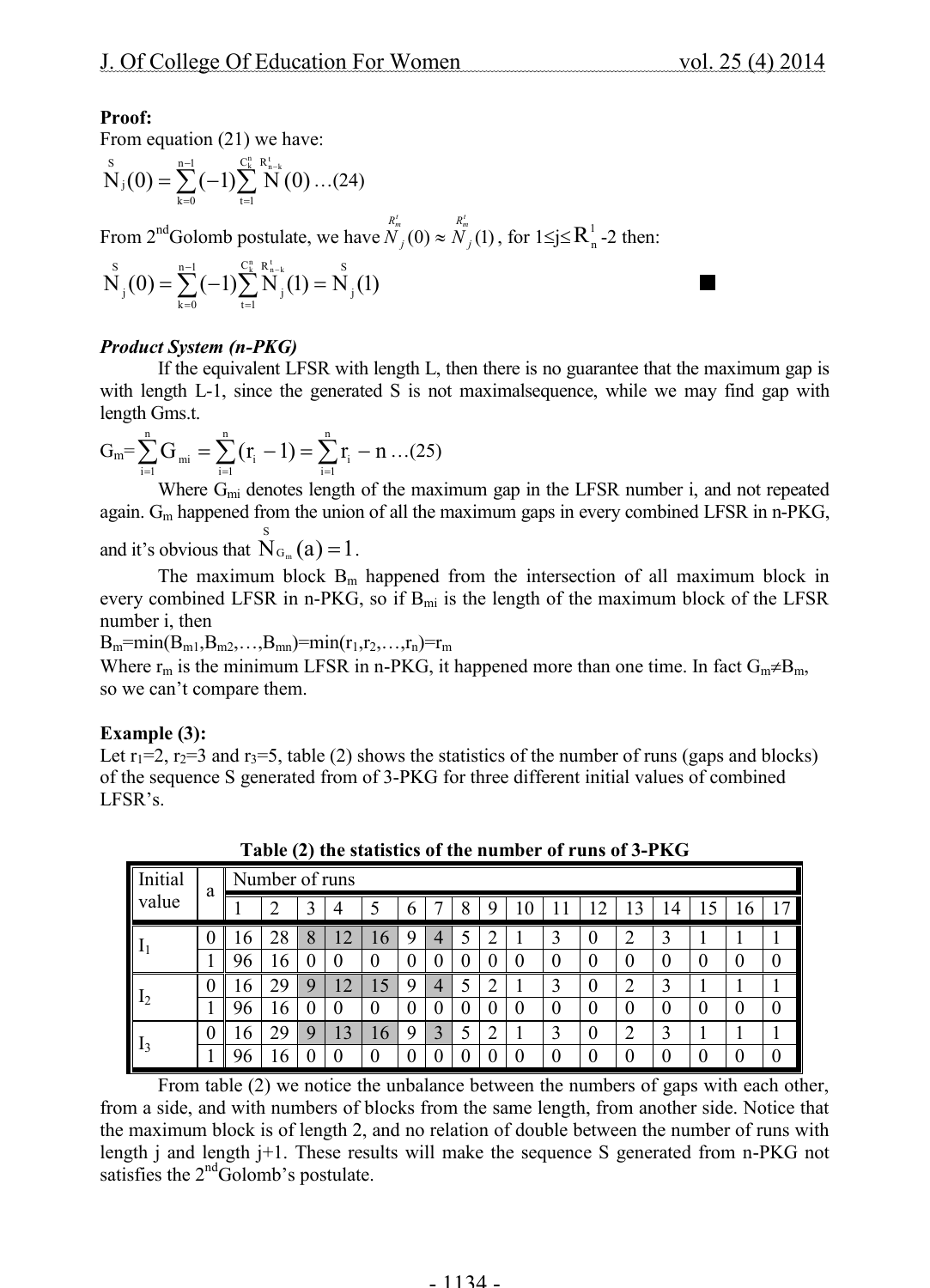**Proof:**

From equation (21) we have:

$$\overset{S}{N}_j(0)=\sum_{k=0}^{n-1}(-1)\sum_{t=1}^{C_k^n}\overset{R_{n-k}^t}{N}(0)\ldots(24)$$

From 2[nd]Golomb postulate, we have $\overset{R_m^t}{N}_j(0)\approx\overset{R_m^t}{N}_j(1)$, for $1\le j\le R_n^1$-2 then:

$$\overset{S}{N}_j(0)=\sum_{k=0}^{n-1}(-1)\sum_{t=1}^{C_k^n}\overset{R_{n-k}^t}{N}_j(1)=\overset{S}{N}_j(1)$$

■

***Product System (n-PKG)***

If the equivalent LFSR with length L, then there is no guarantee that the maximum gap is with length L-1, since the generated S is not maximalsequence, while we may find gap with length Gms.t.

$$G_m=\sum_{i=1}^{n}G_{mi}=\sum_{i=1}^{n}(r_i-1)=\sum_{i=1}^{n}r_i-n\ldots(25)$$

Where $G_{mi}$ denotes length of the maximum gap in the LFSR number i, and not repeated again. $G_m$ happened from the union of all the maximum gaps in every combined LFSR in n-PKG, and it's obvious that $\overset{S}{N}_{G_m}(a)=1$.

The maximum block $B_m$ happened from the intersection of all maximum block in every combined LFSR in n-PKG, so if $B_{mi}$ is the length of the maximum block of the LFSR number i, then

$B_m=\min(B_{m1},B_{m2},\ldots,B_{mn})=\min(r_1,r_2,\ldots,r_n)=r_m$

Where $r_m$ is the minimum LFSR in n-PKG, it happened more than one time. In fact $G_m\neq B_m$, so we can't compare them.

**Example (3):**

Let $r_1=2$, $r_2=3$ and $r_3=5$, table (2) shows the statistics of the number of runs (gaps and blocks) of the sequence S generated from of 3-PKG for three different initial values of combined LFSR's.

**Table (2) the statistics of the number of runs of 3-PKG**

| Initial value | a | Number of runs | | | | | | | | | | | | | | | | |
|---|---|---|---|---|---|---|---|---|---|---|---|---|---|---|---|---|---|---|
| | | 1 | 2 | 3 | 4 | 5 | 6 | 7 | 8 | 9 | 10 | 11 | 12 | 13 | 14 | 15 | 16 | 17 |
| $I_1$ | 0 | 16 | 28 | 8 | 12 | 16 | 9 | 4 | 5 | 2 | 1 | 3 | 0 | 2 | 3 | 1 | 1 | 1 |
| | 1 | 96 | 16 | 0 | 0 | 0 | 0 | 0 | 0 | 0 | 0 | 0 | 0 | 0 | 0 | 0 | 0 | 0 |
| $I_2$ | 0 | 16 | 29 | 9 | 12 | 15 | 9 | 4 | 5 | 2 | 1 | 3 | 0 | 2 | 3 | 1 | 1 | 1 |
| | 1 | 96 | 16 | 0 | 0 | 0 | 0 | 0 | 0 | 0 | 0 | 0 | 0 | 0 | 0 | 0 | 0 | 0 |
| $I_3$ | 0 | 16 | 29 | 9 | 13 | 16 | 9 | 3 | 5 | 2 | 1 | 3 | 0 | 2 | 3 | 1 | 1 | 1 |
| | 1 | 96 | 16 | 0 | 0 | 0 | 0 | 0 | 0 | 0 | 0 | 0 | 0 | 0 | 0 | 0 | 0 | 0 |

From table (2) we notice the unbalance between the numbers of gaps with each other, from a side, and with numbers of blocks from the same length, from another side. Notice that the maximum block is of length 2, and no relation of double between the number of runs with length j and length j+1. These results will make the sequence S generated from n-PKG not satisfies the 2[nd]Golomb's postulate.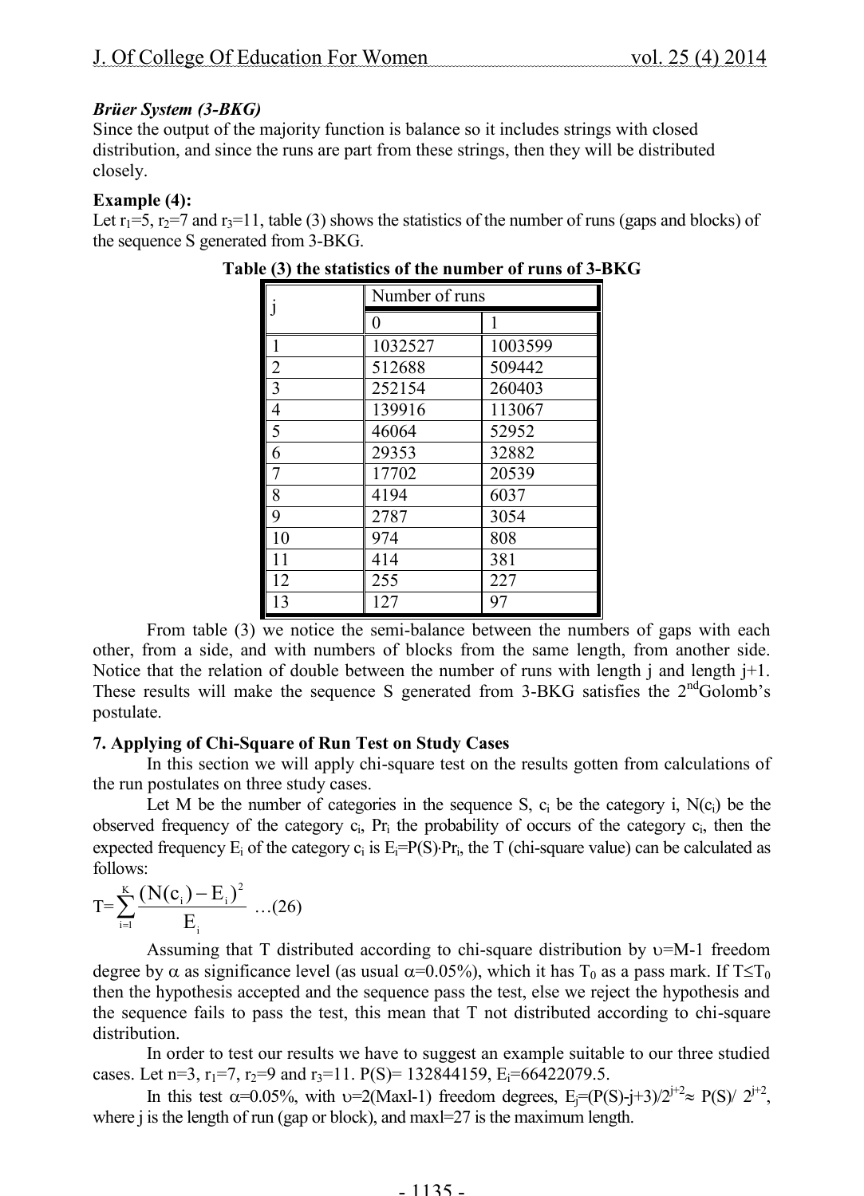***Brüer System (3-BKG)***

Since the output of the majority function is balance so it includes strings with closed distribution, and since the runs are part from these strings, then they will be distributed closely.

**Example (4):**

Let $r_1$=5, $r_2$=7 and $r_3$=11, table (3) shows the statistics of the number of runs (gaps and blocks) of the sequence S generated from 3-BKG.

**Table (3) the statistics of the number of runs of 3-BKG**

| j | Number of runs | |
|---|---|---|
| | 0 | 1 |
| 1 | 1032527 | 1003599 |
| 2 | 512688 | 509442 |
| 3 | 252154 | 260403 |
| 4 | 139916 | 113067 |
| 5 | 46064 | 52952 |
| 6 | 29353 | 32882 |
| 7 | 17702 | 20539 |
| 8 | 4194 | 6037 |
| 9 | 2787 | 3054 |
| 10 | 974 | 808 |
| 11 | 414 | 381 |
| 12 | 255 | 227 |
| 13 | 127 | 97 |

From table (3) we notice the semi-balance between the numbers of gaps with each other, from a side, and with numbers of blocks from the same length, from another side. Notice that the relation of double between the number of runs with length j and length j+1. These results will make the sequence S generated from 3-BKG satisfies the 2ndGolomb's postulate.

**7. Applying of Chi-Square of Run Test on Study Cases**

In this section we will apply chi-square test on the results gotten from calculations of the run postulates on three study cases.

Let M be the number of categories in the sequence S, $c_i$ be the category i, $N(c_i)$ be the observed frequency of the category $c_i$, $Pr_i$ the probability of occurs of the category $c_i$, then the expected frequency $E_i$ of the category $c_i$ is $E_i=P(S)\cdot Pr_i$, the T (chi-square value) can be calculated as follows:

$$T=\sum_{i=1}^{K}\frac{(N(c_i)-E_i)^2}{E_i} \quad \ldots(26)$$

Assuming that T distributed according to chi-square distribution by $\upsilon$=M-1 freedom degree by $\alpha$ as significance level (as usual $\alpha$=0.05%), which it has $T_0$ as a pass mark. If $T\leq T_0$ then the hypothesis accepted and the sequence pass the test, else we reject the hypothesis and the sequence fails to pass the test, this mean that T not distributed according to chi-square distribution.

In order to test our results we have to suggest an example suitable to our three studied cases. Let n=3, $r_1$=7, $r_2$=9 and $r_3$=11. P(S)= 132844159, $E_i$=66422079.5.

In this test $\alpha$=0.05%, with $\upsilon$=2(Maxl-1) freedom degrees, $E_j=(P(S)-j+3)/2^{j+2}\approx P(S)/2^{j+2}$, where j is the length of run (gap or block), and maxl=27 is the maximum length.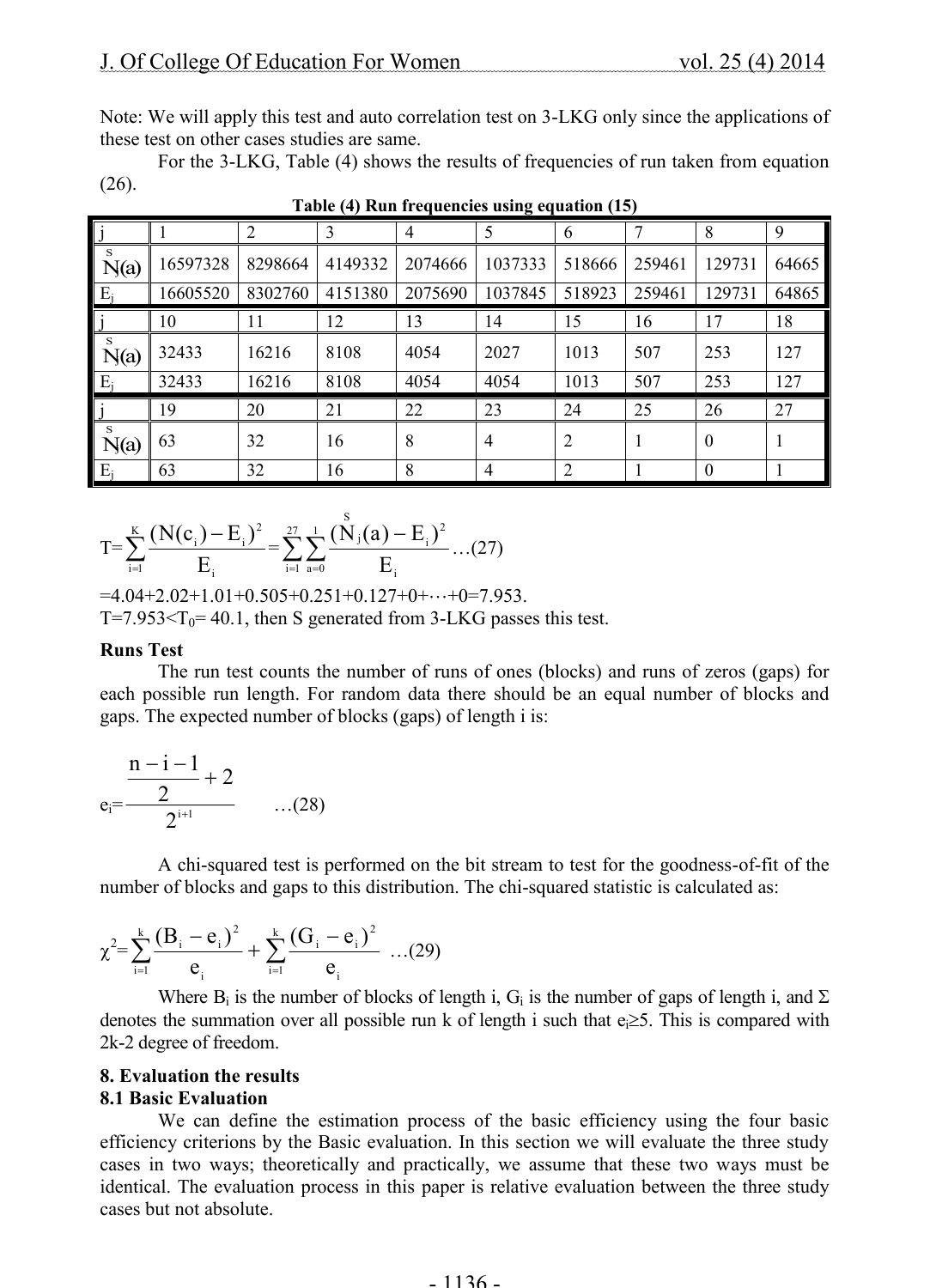Note: We will apply this test and auto correlation test on 3-LKG only since the applications of these test on other cases studies are same.

For the 3-LKG, Table (4) shows the results of frequencies of run taken from equation (26).

**Table (4) Run frequencies using equation (15)**

| $j$ | 1 | 2 | 3 | 4 | 5 | 6 | 7 | 8 | 9 |
|---|---|---|---|---|---|---|---|---|---|
| $\overset{S}{N}_j(a)$ | 16597328 | 8298664 | 4149332 | 2074666 | 1037333 | 518666 | 259461 | 129731 | 64665 |
| $E_j$ | 16605520 | 8302760 | 4151380 | 2075690 | 1037845 | 518923 | 259461 | 129731 | 64865 |
| $j$ | 10 | 11 | 12 | 13 | 14 | 15 | 16 | 17 | 18 |
| $\overset{S}{N}_j(a)$ | 32433 | 16216 | 8108 | 4054 | 2027 | 1013 | 507 | 253 | 127 |
| $E_j$ | 32433 | 16216 | 8108 | 4054 | 4054 | 1013 | 507 | 253 | 127 |
| $j$ | 19 | 20 | 21 | 22 | 23 | 24 | 25 | 26 | 27 |
| $\overset{S}{N}_j(a)$ | 63 | 32 | 16 | 8 | 4 | 2 | 1 | 0 | 1 |
| $E_j$ | 63 | 32 | 16 | 8 | 4 | 2 | 1 | 0 | 1 |

$$T=\sum_{i=1}^{K}\frac{(N(c_i)-E_i)^2}{E_i}=\sum_{i=1}^{27}\sum_{a=0}^{1}\frac{(\overset{S}{N}_j(a)-E_i)^2}{E_i} \quad \ldots(27)$$

$=4.04+2.02+1.01+0.505+0.251+0.127+0+\cdots+0=7.953.$

$T=7.953<T_0=40.1$, then S generated from 3-LKG passes this test.

**Runs Test**

The run test counts the number of runs of ones (blocks) and runs of zeros (gaps) for each possible run length. For random data there should be an equal number of blocks and gaps. The expected number of blocks (gaps) of length i is:

$$e_i=\frac{\frac{n-i-1}{2}+2}{2^{i+1}} \quad \ldots(28)$$

A chi-squared test is performed on the bit stream to test for the goodness-of-fit of the number of blocks and gaps to this distribution. The chi-squared statistic is calculated as:

$$\chi^2=\sum_{i=1}^{k}\frac{(B_i-e_i)^2}{e_i}+\sum_{i=1}^{k}\frac{(G_i-e_i)^2}{e_i} \quad \ldots(29)$$

Where $B_i$ is the number of blocks of length i, $G_i$ is the number of gaps of length i, and $\Sigma$ denotes the summation over all possible run k of length i such that $e_i \geq 5$. This is compared with 2k-2 degree of freedom.

## 8. Evaluation the results

### 8.1 Basic Evaluation

We can define the estimation process of the basic efficiency using the four basic efficiency criterions by the Basic evaluation. In this section we will evaluate the three study cases in two ways; theoretically and practically, we assume that these two ways must be identical. The evaluation process in this paper is relative evaluation between the three study cases but not absolute.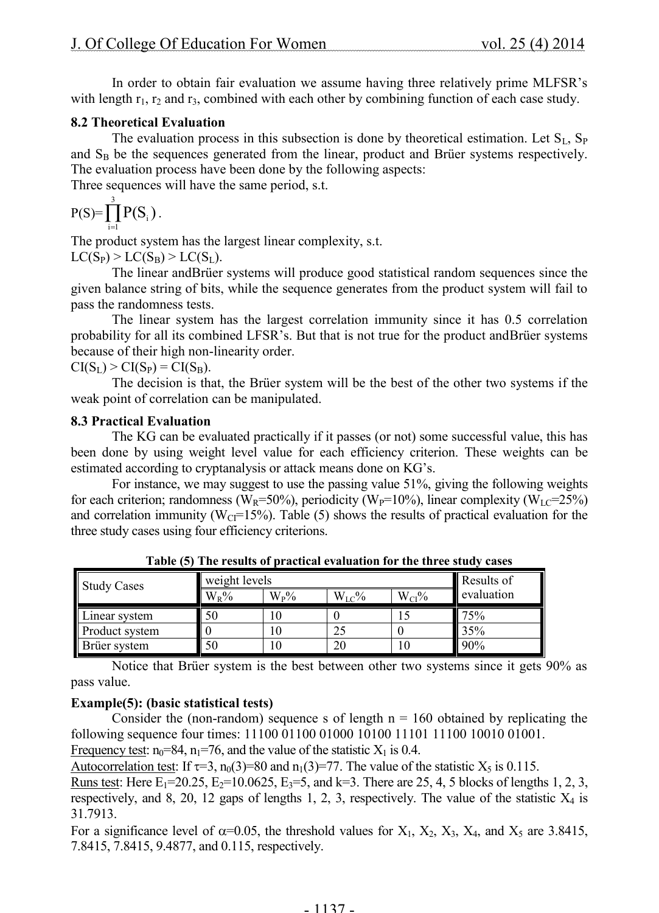In order to obtain fair evaluation we assume having three relatively prime MLFSR's with length $r_1$, $r_2$ and $r_3$, combined with each other by combining function of each case study.

### 8.2 Theoretical Evaluation

The evaluation process in this subsection is done by theoretical estimation. Let $S_L$, $S_P$ and $S_B$ be the sequences generated from the linear, product and Brüer systems respectively. The evaluation process have been done by the following aspects:

Three sequences will have the same period, s.t.

$$P(S)=\prod_{i=1}^{3} P(S_i).$$

The product system has the largest linear complexity, s.t.

$LC(S_P) > LC(S_B) > LC(S_L)$.

The linear andBrüer systems will produce good statistical random sequences since the given balance string of bits, while the sequence generates from the product system will fail to pass the randomness tests.

The linear system has the largest correlation immunity since it has 0.5 correlation probability for all its combined LFSR's. But that is not true for the product andBrüer systems because of their high non-linearity order.

$CI(S_L) > CI(S_P) = CI(S_B)$.

The decision is that, the Brüer system will be the best of the other two systems if the weak point of correlation can be manipulated.

### 8.3 Practical Evaluation

The KG can be evaluated practically if it passes (or not) some successful value, this has been done by using weight level value for each efficiency criterion. These weights can be estimated according to cryptanalysis or attack means done on KG's.

For instance, we may suggest to use the passing value 51%, giving the following weights for each criterion; randomness ($W_R$=50%), periodicity ($W_P$=10%), linear complexity ($W_{LC}$=25%) and correlation immunity ($W_{CI}$=15%). Table (5) shows the results of practical evaluation for the three study cases using four efficiency criterions.

**Table (5) The results of practical evaluation for the three study cases**

| Study Cases | weight levels | | | | Results of evaluation |
|---|---|---|---|---|---|
| | $W_R$% | $W_P$% | $W_{LC}$% | $W_{CI}$% | |
| Linear system | 50 | 10 | 0 | 15 | 75% |
| Product system | 0 | 10 | 25 | 0 | 35% |
| Brüer system | 50 | 10 | 20 | 10 | 90% |

Notice that Brüer system is the best between other two systems since it gets 90% as pass value.

**Example(5): (basic statistical tests)**

Consider the (non-random) sequence s of length n = 160 obtained by replicating the following sequence four times: 11100 01100 01000 10100 11101 11100 10010 01001.

Frequency test: $n_0$=84, $n_1$=76, and the value of the statistic $X_1$ is 0.4.

Autocorrelation test: If $\tau$=3, $n_0(3)$=80 and $n_1(3)$=77. The value of the statistic $X_5$ is 0.115.

Runs test: Here $E_1$=20.25, $E_2$=10.0625, $E_3$=5, and k=3. There are 25, 4, 5 blocks of lengths 1, 2, 3, respectively, and 8, 20, 12 gaps of lengths 1, 2, 3, respectively. The value of the statistic $X_4$ is 31.7913.

For a significance level of $\alpha$=0.05, the threshold values for $X_1$, $X_2$, $X_3$, $X_4$, and $X_5$ are 3.8415, 7.8415, 7.8415, 9.4877, and 0.115, respectively.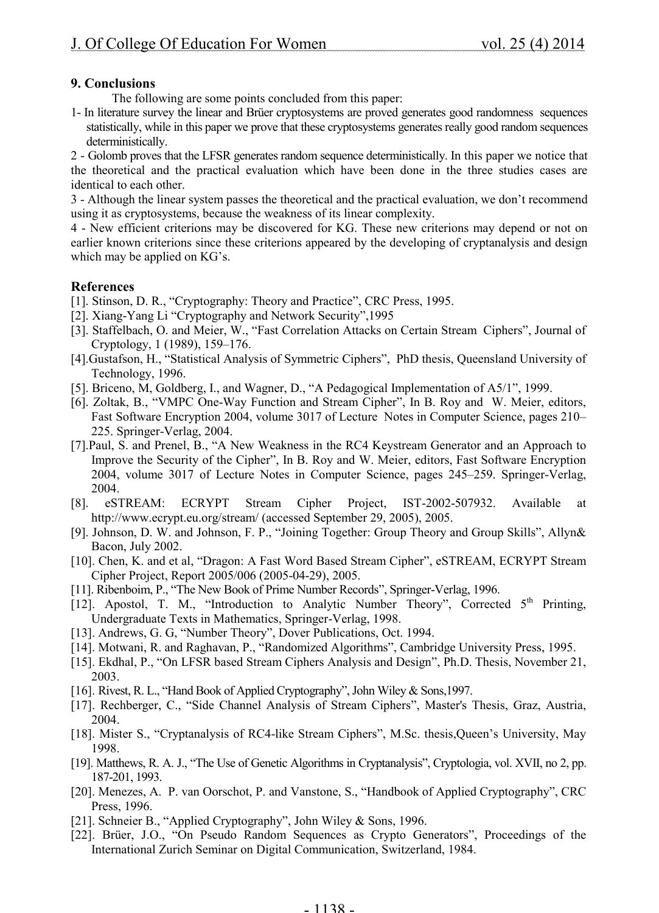## 9. Conclusions

The following are some points concluded from this paper:

1- In literature survey the linear and Brüer cryptosystems are proved generates good randomness sequences statistically, while in this paper we prove that these cryptosystems generates really good random sequences deterministically.

2 - Golomb proves that the LFSR generates random sequence deterministically. In this paper we notice that the theoretical and the practical evaluation which have been done in the three studies cases are identical to each other.

3 - Although the linear system passes the theoretical and the practical evaluation, we don't recommend using it as cryptosystems, because the weakness of its linear complexity.

4 - New efficient criterions may be discovered for KG. These new criterions may depend or not on earlier known criterions since these criterions appeared by the developing of cryptanalysis and design which may be applied on KG's.

## References

[1]. Stinson, D. R., "Cryptography: Theory and Practice", CRC Press, 1995.

[2]. Xiang-Yang Li "Cryptography and Network Security",1995

[3]. Staffelbach, O. and Meier, W., "Fast Correlation Attacks on Certain Stream Ciphers", Journal of Cryptology, 1 (1989), 159–176.

[4].Gustafson, H., "Statistical Analysis of Symmetric Ciphers", PhD thesis, Queensland University of Technology, 1996.

[5]. Briceno, M, Goldberg, I., and Wagner, D., "A Pedagogical Implementation of A5/1", 1999.

[6]. Zoltak, B., "VMPC One-Way Function and Stream Cipher", In B. Roy and W. Meier, editors, Fast Software Encryption 2004, volume 3017 of Lecture Notes in Computer Science, pages 210–225. Springer-Verlag, 2004.

[7].Paul, S. and Prenel, B., "A New Weakness in the RC4 Keystream Generator and an Approach to Improve the Security of the Cipher", In B. Roy and W. Meier, editors, Fast Software Encryption 2004, volume 3017 of Lecture Notes in Computer Science, pages 245–259. Springer-Verlag, 2004.

[8]. eSTREAM: ECRYPT Stream Cipher Project, IST-2002-507932. Available at http://www.ecrypt.eu.org/stream/ (accessed September 29, 2005), 2005.

[9]. Johnson, D. W. and Johnson, F. P., "Joining Together: Group Theory and Group Skills", Allyn& Bacon, July 2002.

[10]. Chen, K. and et al, "Dragon: A Fast Word Based Stream Cipher", eSTREAM, ECRYPT Stream Cipher Project, Report 2005/006 (2005-04-29), 2005.

[11]. Ribenboim, P., "The New Book of Prime Number Records", Springer-Verlag, 1996.

[12]. Apostol, T. M., "Introduction to Analytic Number Theory", Corrected 5th Printing, Undergraduate Texts in Mathematics, Springer-Verlag, 1998.

[13]. Andrews, G. G, "Number Theory", Dover Publications, Oct. 1994.

[14]. Motwani, R. and Raghavan, P., "Randomized Algorithms", Cambridge University Press, 1995.

[15]. Ekdhal, P., "On LFSR based Stream Ciphers Analysis and Design", Ph.D. Thesis, November 21, 2003.

[16]. Rivest, R. L., "Hand Book of Applied Cryptography", John Wiley & Sons,1997.

[17]. Rechberger, C., "Side Channel Analysis of Stream Ciphers", Master's Thesis, Graz, Austria, 2004.

[18]. Mister S., "Cryptanalysis of RC4-like Stream Ciphers", M.Sc. thesis,Queen's University, May 1998.

[19]. Matthews, R. A. J., "The Use of Genetic Algorithms in Cryptanalysis", Cryptologia, vol. XVII, no 2, pp. 187-201, 1993.

[20]. Menezes, A. P. van Oorschot, P. and Vanstone, S., "Handbook of Applied Cryptography", CRC Press, 1996.

[21]. Schneier B., "Applied Cryptography", John Wiley & Sons, 1996.

[22]. Brüer, J.O., "On Pseudo Random Sequences as Crypto Generators", Proceedings of the International Zurich Seminar on Digital Communication, Switzerland, 1984.